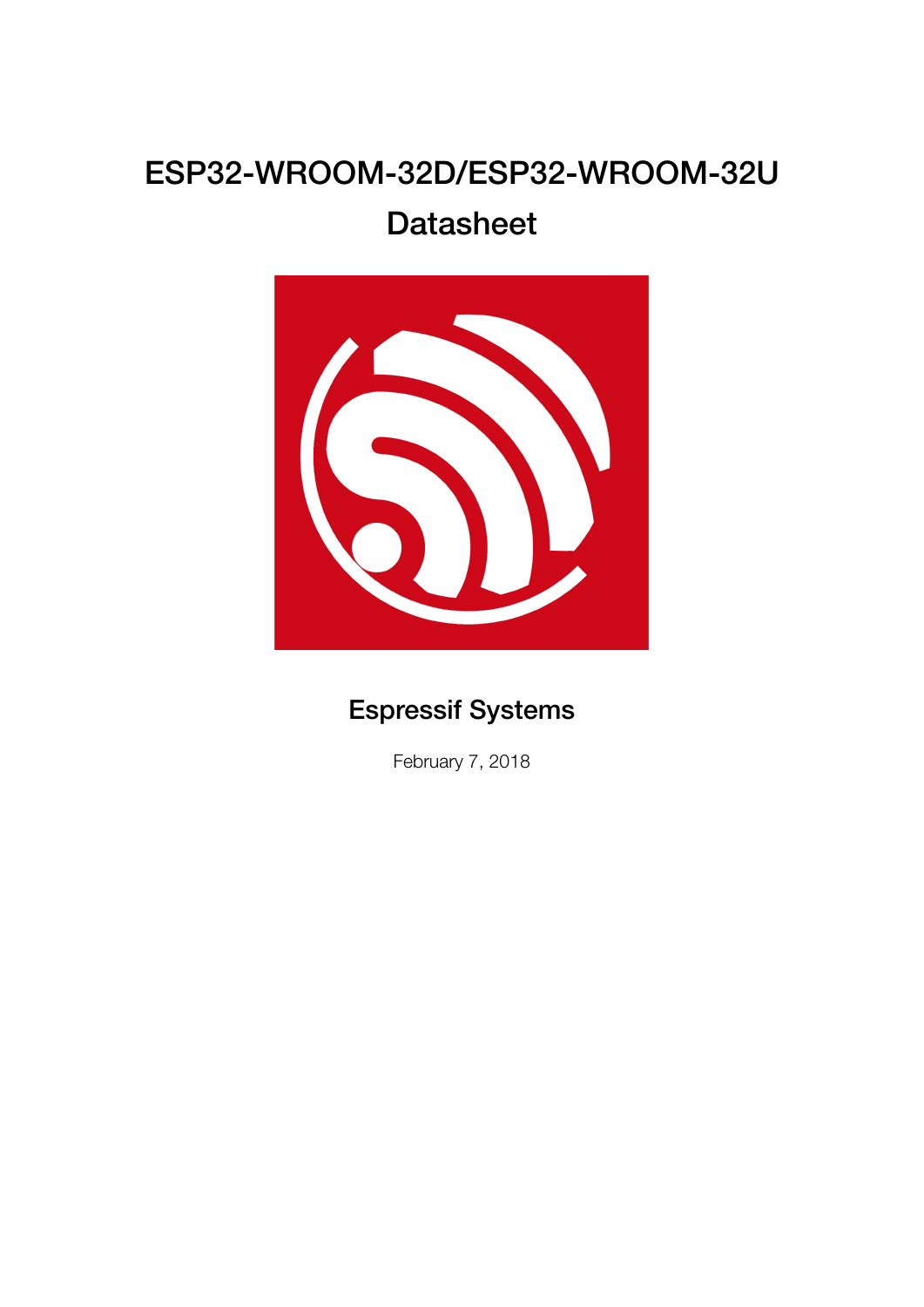# ESP32-WROOM-32D/ESP32-WROOM-32U Datasheet

## Espressif Systems

February 7, 2018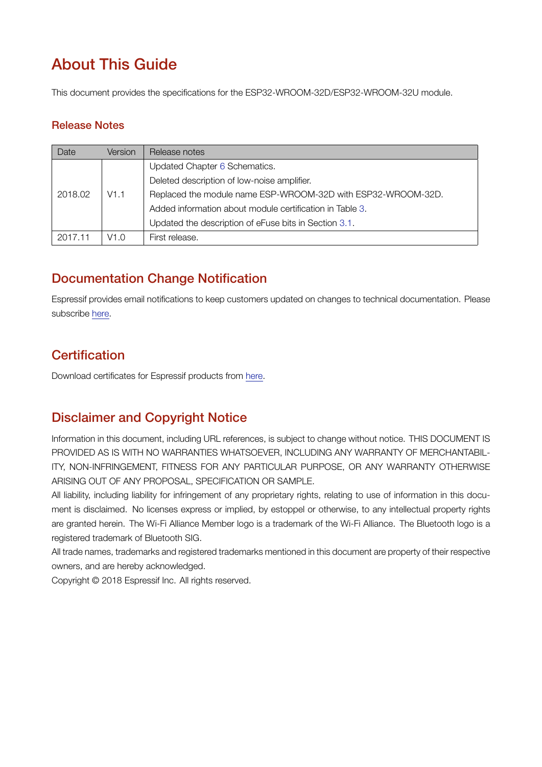# About This Guide

This document provides the specifications for the ESP32-WROOM-32D/ESP32-WROOM-32U module.

## Release Notes

| Date | Version | Release notes |
|---|---|---|
| 2018.02 | V1.1 | Updated Chapter 6 Schematics.<br>Deleted description of low-noise amplifier.<br>Replaced the module name ESP-WROOM-32D with ESP32-WROOM-32D.<br>Added information about module certification in Table 3.<br>Updated the description of eFuse bits in Section 3.1. |
| 2017.11 | V1.0 | First release. |

# Documentation Change Notification

Espressif provides email notifications to keep customers updated on changes to technical documentation. Please subscribe here.

# Certification

Download certificates for Espressif products from here.

# Disclaimer and Copyright Notice

Information in this document, including URL references, is subject to change without notice. THIS DOCUMENT IS PROVIDED AS IS WITH NO WARRANTIES WHATSOEVER, INCLUDING ANY WARRANTY OF MERCHANTABILITY, NON-INFRINGEMENT, FITNESS FOR ANY PARTICULAR PURPOSE, OR ANY WARRANTY OTHERWISE ARISING OUT OF ANY PROPOSAL, SPECIFICATION OR SAMPLE.

All liability, including liability for infringement of any proprietary rights, relating to use of information in this document is disclaimed. No licenses express or implied, by estoppel or otherwise, to any intellectual property rights are granted herein. The Wi-Fi Alliance Member logo is a trademark of the Wi-Fi Alliance. The Bluetooth logo is a registered trademark of Bluetooth SIG.

All trade names, trademarks and registered trademarks mentioned in this document are property of their respective owners, and are hereby acknowledged.

Copyright © 2018 Espressif Inc. All rights reserved.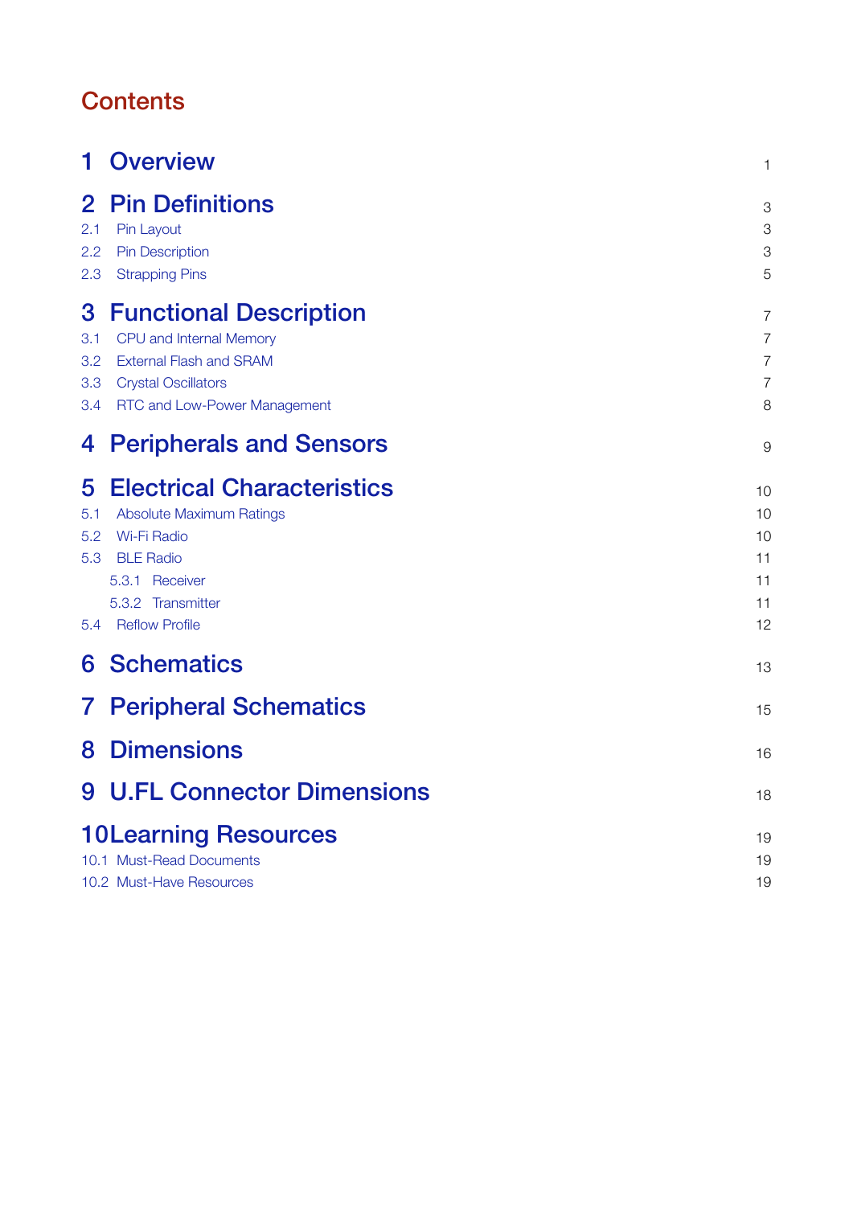# Contents

| | |
|---|---|
| **1 Overview** | 1 |
| **2 Pin Definitions** | 3 |
| 2.1 Pin Layout | 3 |
| 2.2 Pin Description | 3 |
| 2.3 Strapping Pins | 5 |
| **3 Functional Description** | 7 |
| 3.1 CPU and Internal Memory | 7 |
| 3.2 External Flash and SRAM | 7 |
| 3.3 Crystal Oscillators | 7 |
| 3.4 RTC and Low-Power Management | 8 |
| **4 Peripherals and Sensors** | 9 |
| **5 Electrical Characteristics** | 10 |
| 5.1 Absolute Maximum Ratings | 10 |
| 5.2 Wi-Fi Radio | 10 |
| 5.3 BLE Radio | 11 |
| 5.3.1 Receiver | 11 |
| 5.3.2 Transmitter | 11 |
| 5.4 Reflow Profile | 12 |
| **6 Schematics** | 13 |
| **7 Peripheral Schematics** | 15 |
| **8 Dimensions** | 16 |
| **9 U.FL Connector Dimensions** | 18 |
| **10 Learning Resources** | 19 |
| 10.1 Must-Read Documents | 19 |
| 10.2 Must-Have Resources | 19 |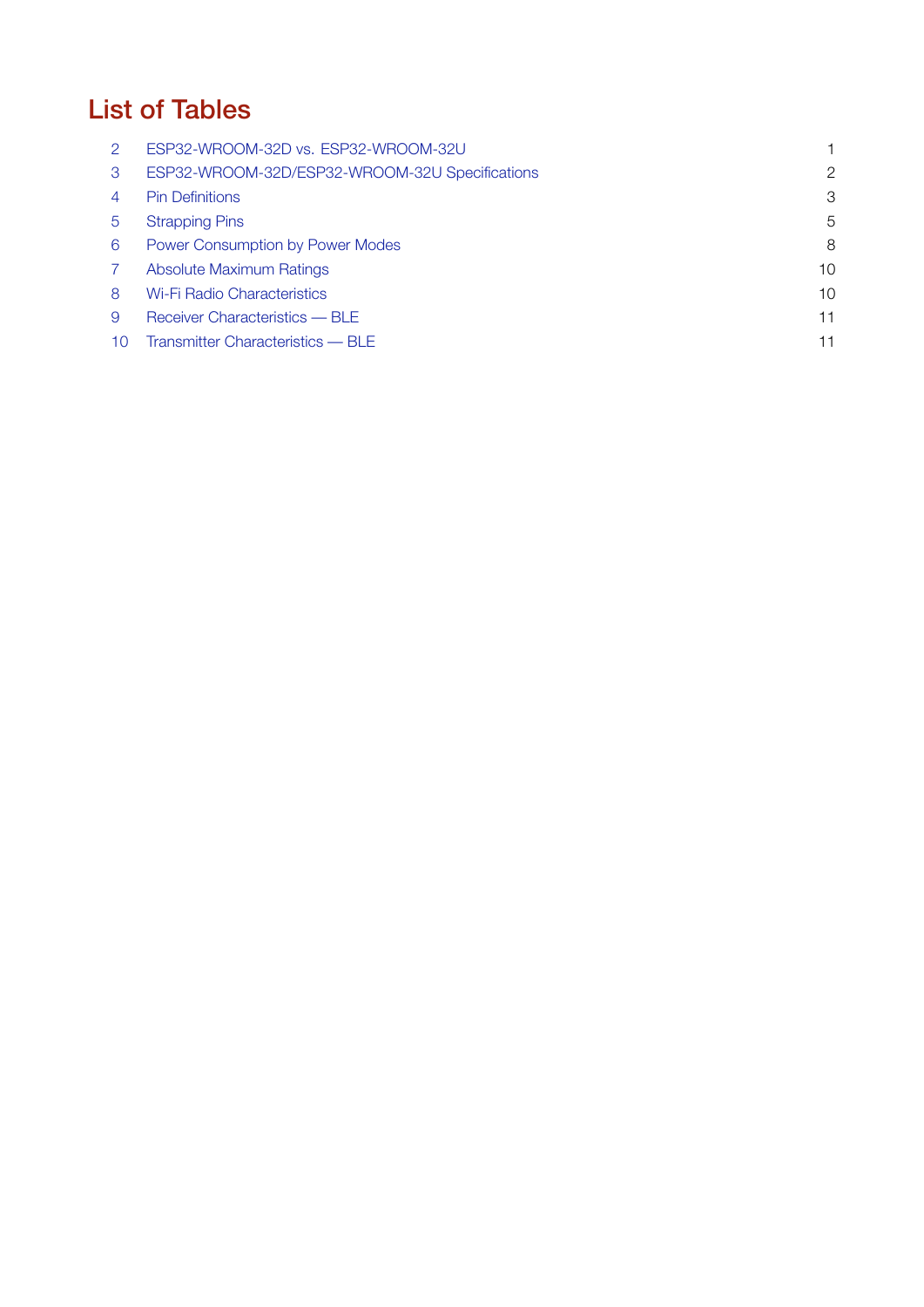# List of Tables

| | | |
|---|---|---|
| 2 | ESP32-WROOM-32D vs. ESP32-WROOM-32U | 1 |
| 3 | ESP32-WROOM-32D/ESP32-WROOM-32U Specifications | 2 |
| 4 | Pin Definitions | 3 |
| 5 | Strapping Pins | 5 |
| 6 | Power Consumption by Power Modes | 8 |
| 7 | Absolute Maximum Ratings | 10 |
| 8 | Wi-Fi Radio Characteristics | 10 |
| 9 | Receiver Characteristics — BLE | 11 |
| 10 | Transmitter Characteristics — BLE | 11 |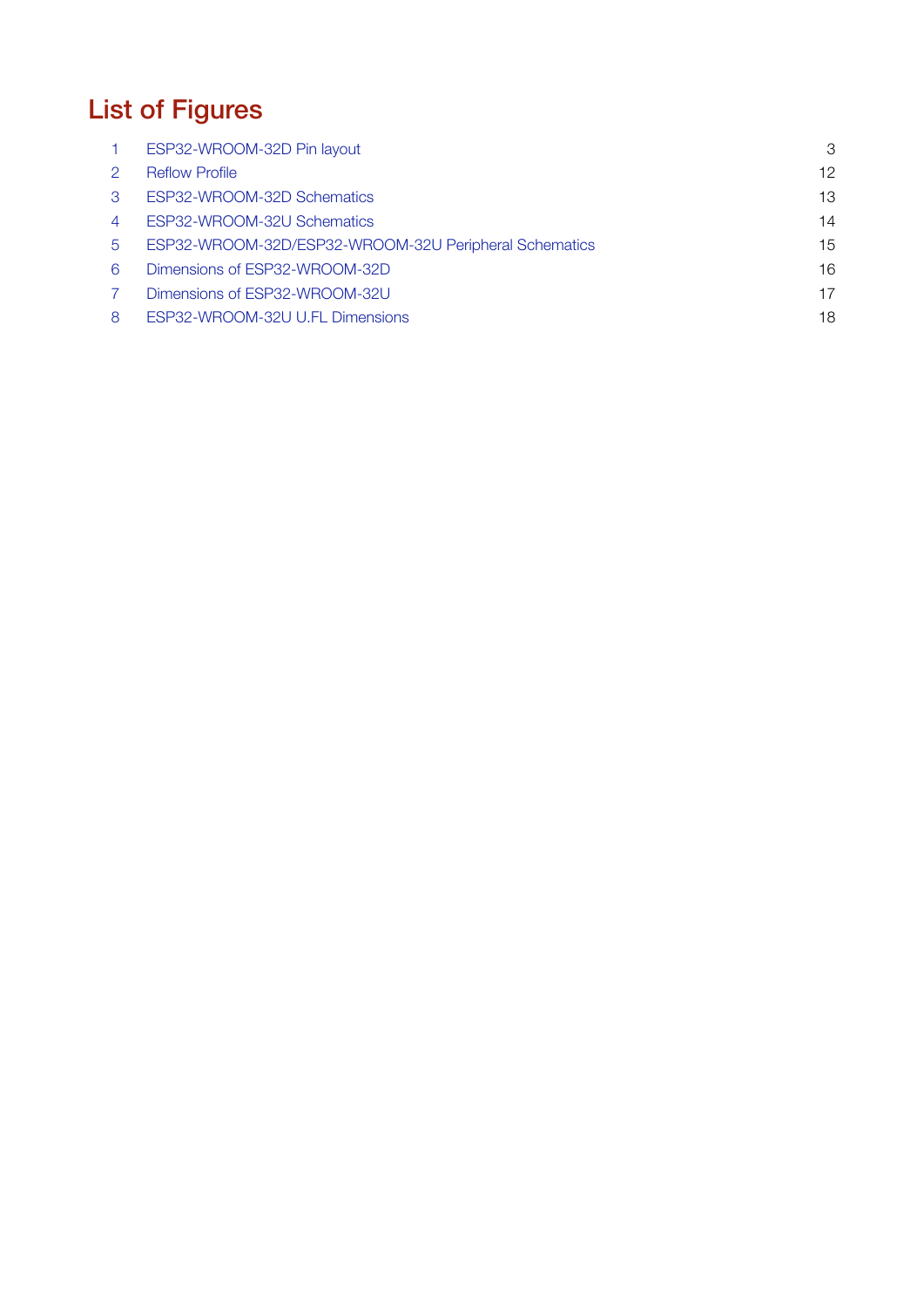# List of Figures

| | | |
|---|---|---|
| 1 | ESP32-WROOM-32D Pin layout | 3 |
| 2 | Reflow Profile | 12 |
| 3 | ESP32-WROOM-32D Schematics | 13 |
| 4 | ESP32-WROOM-32U Schematics | 14 |
| 5 | ESP32-WROOM-32D/ESP32-WROOM-32U Peripheral Schematics | 15 |
| 6 | Dimensions of ESP32-WROOM-32D | 16 |
| 7 | Dimensions of ESP32-WROOM-32U | 17 |
| 8 | ESP32-WROOM-32U U.FL Dimensions | 18 |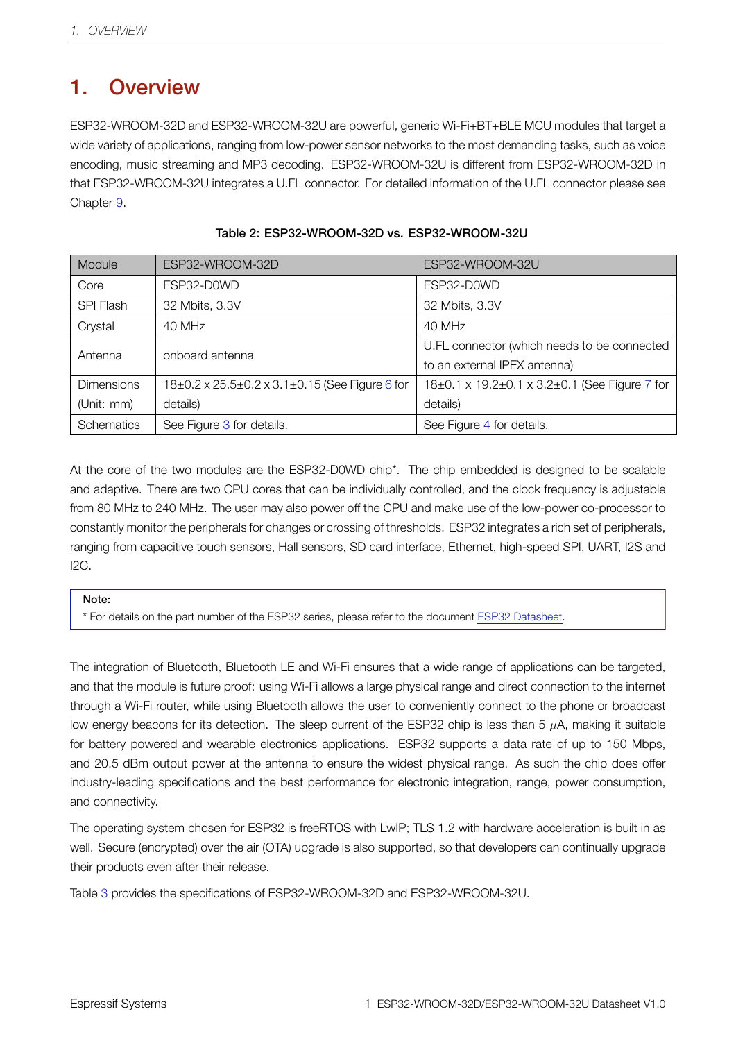# 1. Overview

ESP32-WROOM-32D and ESP32-WROOM-32U are powerful, generic Wi-Fi+BT+BLE MCU modules that target a wide variety of applications, ranging from low-power sensor networks to the most demanding tasks, such as voice encoding, music streaming and MP3 decoding. ESP32-WROOM-32U is different from ESP32-WROOM-32D in that ESP32-WROOM-32U integrates a U.FL connector. For detailed information of the U.FL connector please see Chapter 9.

**Table 2: ESP32-WROOM-32D vs. ESP32-WROOM-32U**

| Module | ESP32-WROOM-32D | ESP32-WROOM-32U |
|---|---|---|
| Core | ESP32-D0WD | ESP32-D0WD |
| SPI Flash | 32 Mbits, 3.3V | 32 Mbits, 3.3V |
| Crystal | 40 MHz | 40 MHz |
| Antenna | onboard antenna | U.FL connector (which needs to be connected to an external IPEX antenna) |
| Dimensions (Unit: mm) | 18±0.2 x 25.5±0.2 x 3.1±0.15 (See Figure 6 for details) | 18±0.1 x 19.2±0.1 x 3.2±0.1 (See Figure 7 for details) |
| Schematics | See Figure 3 for details. | See Figure 4 for details. |

At the core of the two modules are the ESP32-D0WD chip*. The chip embedded is designed to be scalable and adaptive. There are two CPU cores that can be individually controlled, and the clock frequency is adjustable from 80 MHz to 240 MHz. The user may also power off the CPU and make use of the low-power co-processor to constantly monitor the peripherals for changes or crossing of thresholds. ESP32 integrates a rich set of peripherals, ranging from capacitive touch sensors, Hall sensors, SD card interface, Ethernet, high-speed SPI, UART, I2S and I2C.

> **Note:**
> * For details on the part number of the ESP32 series, please refer to the document ESP32 Datasheet.

The integration of Bluetooth, Bluetooth LE and Wi-Fi ensures that a wide range of applications can be targeted, and that the module is future proof: using Wi-Fi allows a large physical range and direct connection to the internet through a Wi-Fi router, while using Bluetooth allows the user to conveniently connect to the phone or broadcast low energy beacons for its detection. The sleep current of the ESP32 chip is less than 5 $\mu$A, making it suitable for battery powered and wearable electronics applications. ESP32 supports a data rate of up to 150 Mbps, and 20.5 dBm output power at the antenna to ensure the widest physical range. As such the chip does offer industry-leading specifications and the best performance for electronic integration, range, power consumption, and connectivity.

The operating system chosen for ESP32 is freeRTOS with LwIP; TLS 1.2 with hardware acceleration is built in as well. Secure (encrypted) over the air (OTA) upgrade is also supported, so that developers can continually upgrade their products even after their release.

Table 3 provides the specifications of ESP32-WROOM-32D and ESP32-WROOM-32U.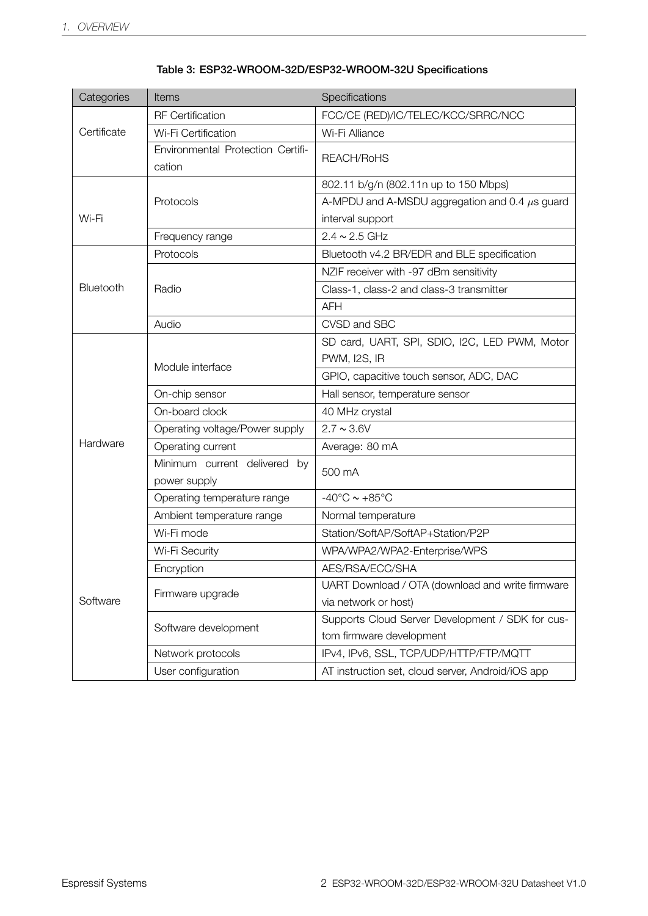**Table 3: ESP32-WROOM-32D/ESP32-WROOM-32U Specifications**

| Categories | Items | Specifications |
|---|---|---|
| Certificate | RF Certification | FCC/CE (RED)/IC/TELEC/KCC/SRRC/NCC |
| | Wi-Fi Certification | Wi-Fi Alliance |
| | Environmental Protection Certification | REACH/RoHS |
| Wi-Fi | Protocols | 802.11 b/g/n (802.11n up to 150 Mbps) |
| | | A-MPDU and A-MSDU aggregation and 0.4 $\mu$s guard interval support |
| | Frequency range | 2.4 ~ 2.5 GHz |
| Bluetooth | Protocols | Bluetooth v4.2 BR/EDR and BLE specification |
| | Radio | NZIF receiver with -97 dBm sensitivity |
| | | Class-1, class-2 and class-3 transmitter |
| | | AFH |
| | Audio | CVSD and SBC |
| Hardware | Module interface | SD card, UART, SPI, SDIO, I2C, LED PWM, Motor PWM, I2S, IR |
| | | GPIO, capacitive touch sensor, ADC, DAC |
| | On-chip sensor | Hall sensor, temperature sensor |
| | On-board clock | 40 MHz crystal |
| | Operating voltage/Power supply | 2.7 ~ 3.6V |
| | Operating current | Average: 80 mA |
| | Minimum current delivered by power supply | 500 mA |
| | Operating temperature range | -40°C ~ +85°C |
| | Ambient temperature range | Normal temperature |
| Software | Wi-Fi mode | Station/SoftAP/SoftAP+Station/P2P |
| | Wi-Fi Security | WPA/WPA2/WPA2-Enterprise/WPS |
| | Encryption | AES/RSA/ECC/SHA |
| | Firmware upgrade | UART Download / OTA (download and write firmware via network or host) |
| | Software development | Supports Cloud Server Development / SDK for custom firmware development |
| | Network protocols | IPv4, IPv6, SSL, TCP/UDP/HTTP/FTP/MQTT |
| | User configuration | AT instruction set, cloud server, Android/iOS app |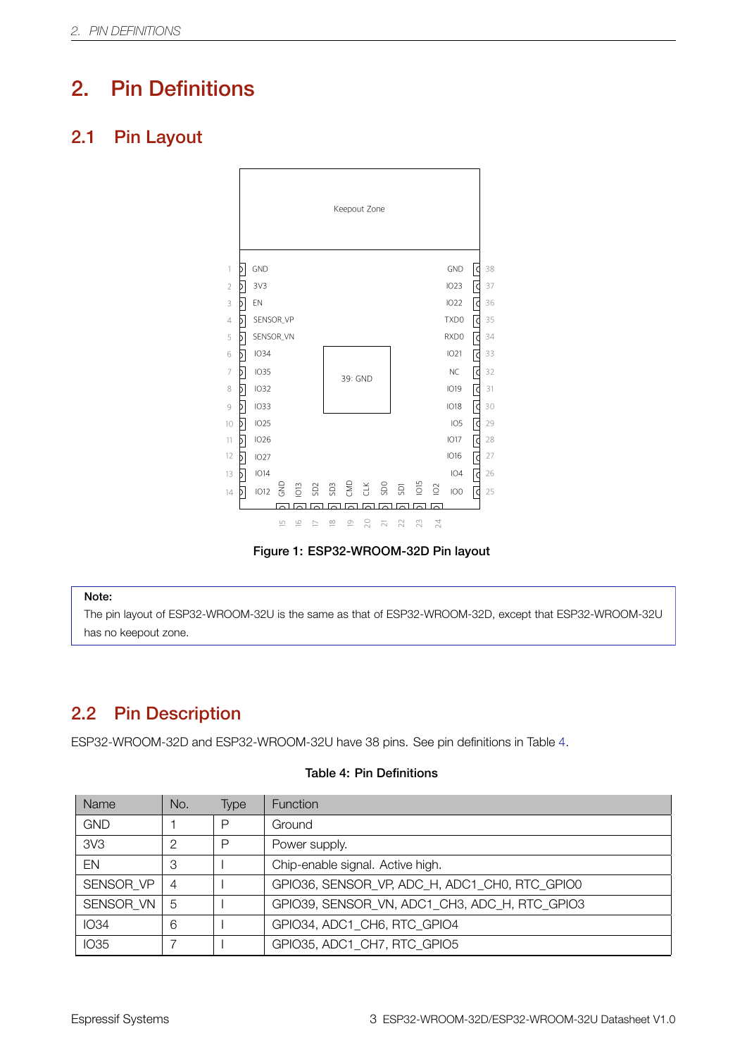# 2. Pin Definitions

## 2.1 Pin Layout

Figure 1: ESP32-WROOM-32D Pin layout

> **Note:**
> The pin layout of ESP32-WROOM-32U is the same as that of ESP32-WROOM-32D, except that ESP32-WROOM-32U has no keepout zone.

## 2.2 Pin Description

ESP32-WROOM-32D and ESP32-WROOM-32U have 38 pins. See pin definitions in Table 4.

**Table 4: Pin Definitions**

| Name | No. | Type | Function |
|---|---|---|---|
| GND | 1 | P | Ground |
| 3V3 | 2 | P | Power supply. |
| EN | 3 | I | Chip-enable signal. Active high. |
| SENSOR_VP | 4 | I | GPIO36, SENSOR_VP, ADC_H, ADC1_CH0, RTC_GPIO0 |
| SENSOR_VN | 5 | I | GPIO39, SENSOR_VN, ADC1_CH3, ADC_H, RTC_GPIO3 |
| IO34 | 6 | I | GPIO34, ADC1_CH6, RTC_GPIO4 |
| IO35 | 7 | I | GPIO35, ADC1_CH7, RTC_GPIO5 |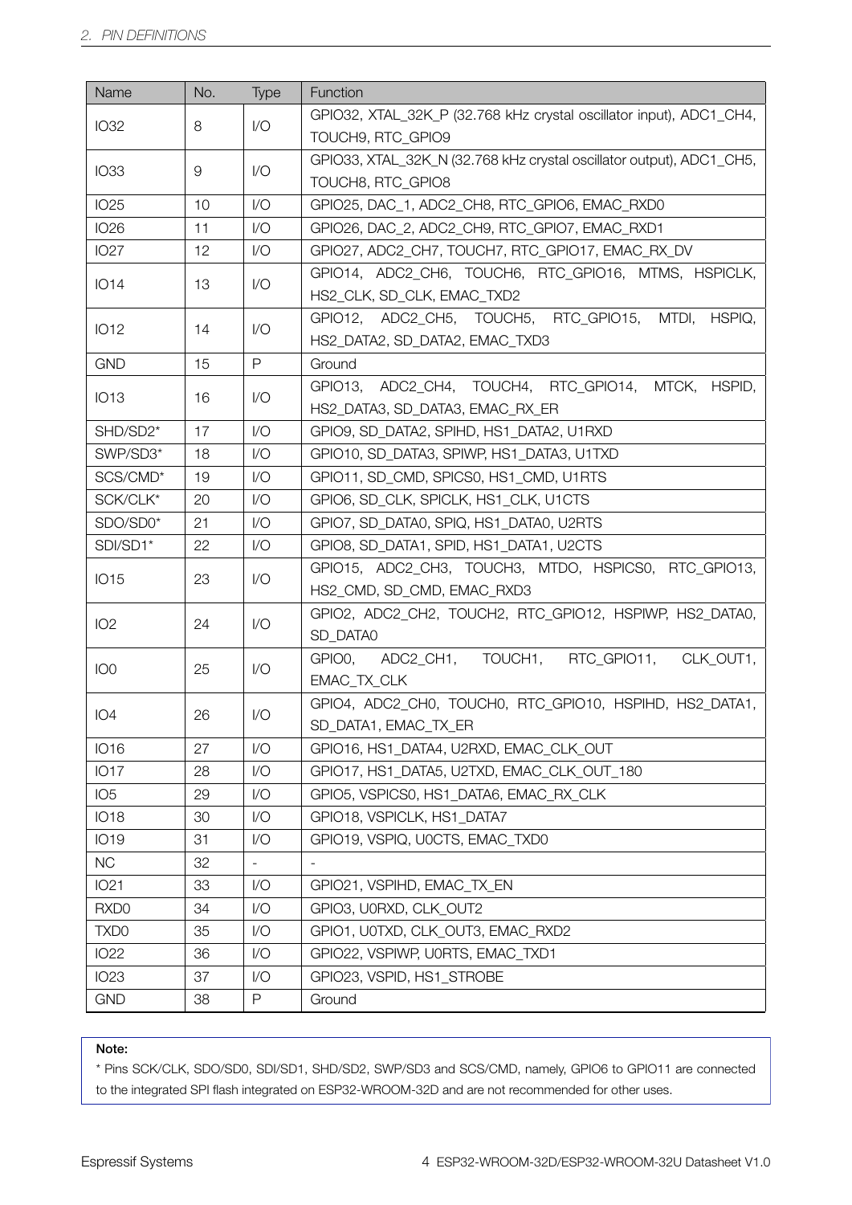| Name | No. | Type | Function |
|---|---|---|---|
| IO32 | 8 | I/O | GPIO32, XTAL_32K_P (32.768 kHz crystal oscillator input), ADC1_CH4, TOUCH9, RTC_GPIO9 |
| IO33 | 9 | I/O | GPIO33, XTAL_32K_N (32.768 kHz crystal oscillator output), ADC1_CH5, TOUCH8, RTC_GPIO8 |
| IO25 | 10 | I/O | GPIO25, DAC_1, ADC2_CH8, RTC_GPIO6, EMAC_RXD0 |
| IO26 | 11 | I/O | GPIO26, DAC_2, ADC2_CH9, RTC_GPIO7, EMAC_RXD1 |
| IO27 | 12 | I/O | GPIO27, ADC2_CH7, TOUCH7, RTC_GPIO17, EMAC_RX_DV |
| IO14 | 13 | I/O | GPIO14, ADC2_CH6, TOUCH6, RTC_GPIO16, MTMS, HSPICLK, HS2_CLK, SD_CLK, EMAC_TXD2 |
| IO12 | 14 | I/O | GPIO12, ADC2_CH5, TOUCH5, RTC_GPIO15, MTDI, HSPIQ, HS2_DATA2, SD_DATA2, EMAC_TXD3 |
| GND | 15 | P | Ground |
| IO13 | 16 | I/O | GPIO13, ADC2_CH4, TOUCH4, RTC_GPIO14, MTCK, HSPID, HS2_DATA3, SD_DATA3, EMAC_RX_ER |
| SHD/SD2* | 17 | I/O | GPIO9, SD_DATA2, SPIHD, HS1_DATA2, U1RXD |
| SWP/SD3* | 18 | I/O | GPIO10, SD_DATA3, SPIWP, HS1_DATA3, U1TXD |
| SCS/CMD* | 19 | I/O | GPIO11, SD_CMD, SPICS0, HS1_CMD, U1RTS |
| SCK/CLK* | 20 | I/O | GPIO6, SD_CLK, SPICLK, HS1_CLK, U1CTS |
| SDO/SD0* | 21 | I/O | GPIO7, SD_DATA0, SPIQ, HS1_DATA0, U2RTS |
| SDI/SD1* | 22 | I/O | GPIO8, SD_DATA1, SPID, HS1_DATA1, U2CTS |
| IO15 | 23 | I/O | GPIO15, ADC2_CH3, TOUCH3, MTDO, HSPICS0, RTC_GPIO13, HS2_CMD, SD_CMD, EMAC_RXD3 |
| IO2 | 24 | I/O | GPIO2, ADC2_CH2, TOUCH2, RTC_GPIO12, HSPIWP, HS2_DATA0, SD_DATA0 |
| IO0 | 25 | I/O | GPIO0, ADC2_CH1, TOUCH1, RTC_GPIO11, CLK_OUT1, EMAC_TX_CLK |
| IO4 | 26 | I/O | GPIO4, ADC2_CH0, TOUCH0, RTC_GPIO10, HSPIHD, HS2_DATA1, SD_DATA1, EMAC_TX_ER |
| IO16 | 27 | I/O | GPIO16, HS1_DATA4, U2RXD, EMAC_CLK_OUT |
| IO17 | 28 | I/O | GPIO17, HS1_DATA5, U2TXD, EMAC_CLK_OUT_180 |
| IO5 | 29 | I/O | GPIO5, VSPICS0, HS1_DATA6, EMAC_RX_CLK |
| IO18 | 30 | I/O | GPIO18, VSPICLK, HS1_DATA7 |
| IO19 | 31 | I/O | GPIO19, VSPIQ, U0CTS, EMAC_TXD0 |
| NC | 32 | - | - |
| IO21 | 33 | I/O | GPIO21, VSPIHD, EMAC_TX_EN |
| RXD0 | 34 | I/O | GPIO3, U0RXD, CLK_OUT2 |
| TXD0 | 35 | I/O | GPIO1, U0TXD, CLK_OUT3, EMAC_RXD2 |
| IO22 | 36 | I/O | GPIO22, VSPIWP, U0RTS, EMAC_TXD1 |
| IO23 | 37 | I/O | GPIO23, VSPID, HS1_STROBE |
| GND | 38 | P | Ground |

**Note:**

* Pins SCK/CLK, SDO/SD0, SDI/SD1, SHD/SD2, SWP/SD3 and SCS/CMD, namely, GPIO6 to GPIO11 are connected to the integrated SPI flash integrated on ESP32-WROOM-32D and are not recommended for other uses.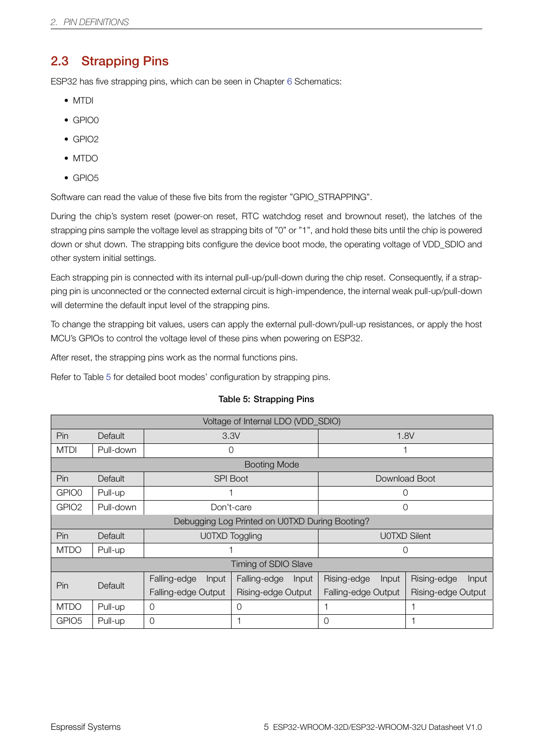## 2.3 Strapping Pins

ESP32 has five strapping pins, which can be seen in Chapter 6 Schematics:

- MTDI
- GPIO0
- GPIO2
- MTDO
- GPIO5

Software can read the value of these five bits from the register "GPIO_STRAPPING".

During the chip's system reset (power-on reset, RTC watchdog reset and brownout reset), the latches of the strapping pins sample the voltage level as strapping bits of "0" or "1", and hold these bits until the chip is powered down or shut down. The strapping bits configure the device boot mode, the operating voltage of VDD_SDIO and other system initial settings.

Each strapping pin is connected with its internal pull-up/pull-down during the chip reset. Consequently, if a strapping pin is unconnected or the connected external circuit is high-impendence, the internal weak pull-up/pull-down will determine the default input level of the strapping pins.

To change the strapping bit values, users can apply the external pull-down/pull-up resistances, or apply the host MCU's GPIOs to control the voltage level of these pins when powering on ESP32.

After reset, the strapping pins work as the normal functions pins.

Refer to Table 5 for detailed boot modes' configuration by strapping pins.

**Table 5: Strapping Pins**

| Voltage of Internal LDO (VDD_SDIO) | | | | | |
|---|---|---|---|---|---|
| Pin | Default | 3.3V | | 1.8V | |
| MTDI | Pull-down | 0 | | 1 | |
| **Booting Mode** | | | | | |
| Pin | Default | SPI Boot | | Download Boot | |
| GPIO0 | Pull-up | 1 | | 0 | |
| GPIO2 | Pull-down | Don't-care | | 0 | |
| **Debugging Log Printed on U0TXD During Booting?** | | | | | |
| Pin | Default | U0TXD Toggling | | U0TXD Silent | |
| MTDO | Pull-up | 1 | | 0 | |
| **Timing of SDIO Slave** | | | | | |
| Pin | Default | Falling-edge Input Falling-edge Output | Falling-edge Input Rising-edge Output | Rising-edge Input Falling-edge Output | Rising-edge Input Rising-edge Output |
| MTDO | Pull-up | 0 | 0 | 1 | 1 |
| GPIO5 | Pull-up | 0 | 1 | 0 | 1 |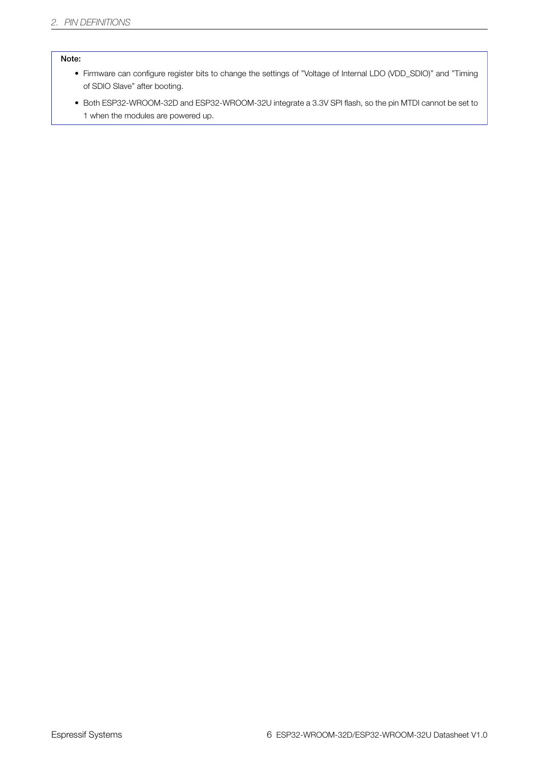**Note:**

- Firmware can configure register bits to change the settings of "Voltage of Internal LDO (VDD_SDIO)" and "Timing of SDIO Slave" after booting.
- Both ESP32-WROOM-32D and ESP32-WROOM-32U integrate a 3.3V SPI flash, so the pin MTDI cannot be set to 1 when the modules are powered up.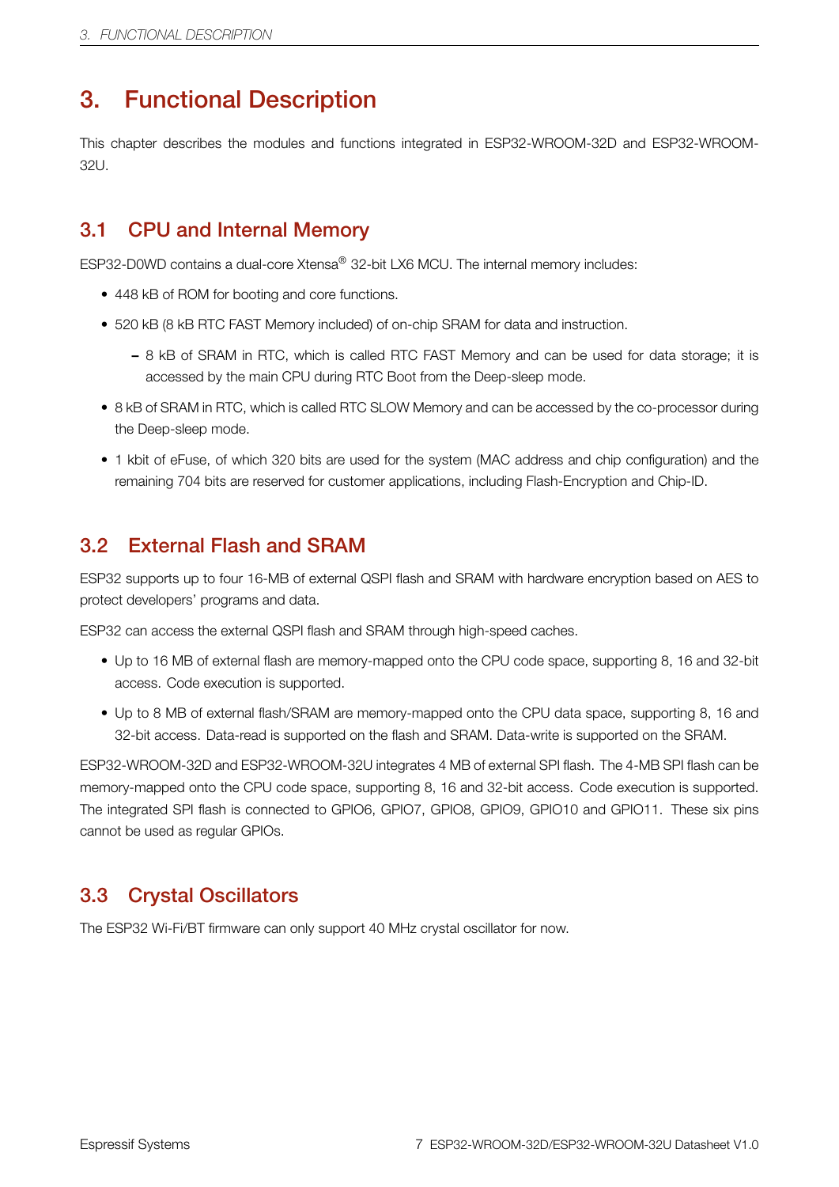# 3. Functional Description

This chapter describes the modules and functions integrated in ESP32-WROOM-32D and ESP32-WROOM-32U.

## 3.1 CPU and Internal Memory

ESP32-D0WD contains a dual-core Xtensa® 32-bit LX6 MCU. The internal memory includes:

- 448 kB of ROM for booting and core functions.
- 520 kB (8 kB RTC FAST Memory included) of on-chip SRAM for data and instruction.
  - 8 kB of SRAM in RTC, which is called RTC FAST Memory and can be used for data storage; it is accessed by the main CPU during RTC Boot from the Deep-sleep mode.
- 8 kB of SRAM in RTC, which is called RTC SLOW Memory and can be accessed by the co-processor during the Deep-sleep mode.
- 1 kbit of eFuse, of which 320 bits are used for the system (MAC address and chip configuration) and the remaining 704 bits are reserved for customer applications, including Flash-Encryption and Chip-ID.

## 3.2 External Flash and SRAM

ESP32 supports up to four 16-MB of external QSPI flash and SRAM with hardware encryption based on AES to protect developers' programs and data.

ESP32 can access the external QSPI flash and SRAM through high-speed caches.

- Up to 16 MB of external flash are memory-mapped onto the CPU code space, supporting 8, 16 and 32-bit access. Code execution is supported.
- Up to 8 MB of external flash/SRAM are memory-mapped onto the CPU data space, supporting 8, 16 and 32-bit access. Data-read is supported on the flash and SRAM. Data-write is supported on the SRAM.

ESP32-WROOM-32D and ESP32-WROOM-32U integrates 4 MB of external SPI flash. The 4-MB SPI flash can be memory-mapped onto the CPU code space, supporting 8, 16 and 32-bit access. Code execution is supported. The integrated SPI flash is connected to GPIO6, GPIO7, GPIO8, GPIO9, GPIO10 and GPIO11. These six pins cannot be used as regular GPIOs.

## 3.3 Crystal Oscillators

The ESP32 Wi-Fi/BT firmware can only support 40 MHz crystal oscillator for now.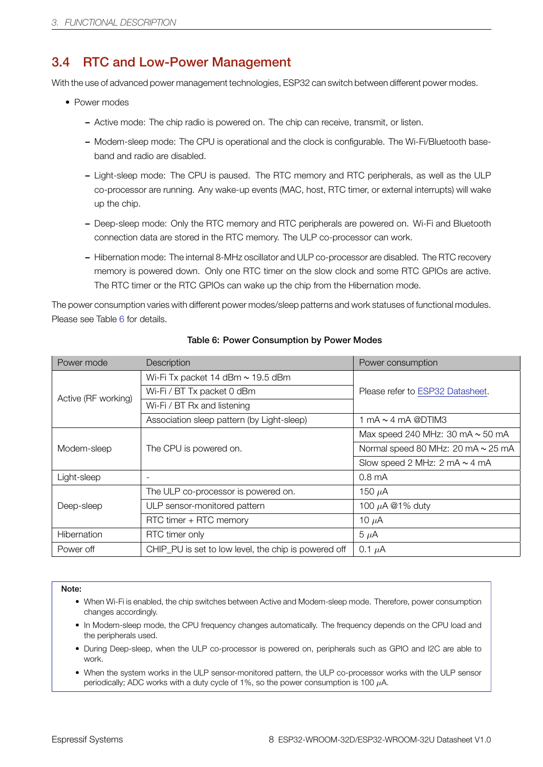## 3.4 RTC and Low-Power Management

With the use of advanced power management technologies, ESP32 can switch between different power modes.

- Power modes
  - Active mode: The chip radio is powered on. The chip can receive, transmit, or listen.
  - Modem-sleep mode: The CPU is operational and the clock is configurable. The Wi-Fi/Bluetooth baseband and radio are disabled.
  - Light-sleep mode: The CPU is paused. The RTC memory and RTC peripherals, as well as the ULP co-processor are running. Any wake-up events (MAC, host, RTC timer, or external interrupts) will wake up the chip.
  - Deep-sleep mode: Only the RTC memory and RTC peripherals are powered on. Wi-Fi and Bluetooth connection data are stored in the RTC memory. The ULP co-processor can work.
  - Hibernation mode: The internal 8-MHz oscillator and ULP co-processor are disabled. The RTC recovery memory is powered down. Only one RTC timer on the slow clock and some RTC GPIOs are active. The RTC timer or the RTC GPIOs can wake up the chip from the Hibernation mode.

The power consumption varies with different power modes/sleep patterns and work statuses of functional modules. Please see Table 6 for details.

**Table 6: Power Consumption by Power Modes**

| Power mode | Description | Power consumption |
|---|---|---|
| Active (RF working) | Wi-Fi Tx packet 14 dBm ~ 19.5 dBm | Please refer to ESP32 Datasheet. |
| | Wi-Fi / BT Tx packet 0 dBm | |
| | Wi-Fi / BT Rx and listening | |
| | Association sleep pattern (by Light-sleep) | 1 mA ~ 4 mA @DTIM3 |
| Modem-sleep | The CPU is powered on. | Max speed 240 MHz: 30 mA ~ 50 mA |
| | | Normal speed 80 MHz: 20 mA ~ 25 mA |
| | | Slow speed 2 MHz: 2 mA ~ 4 mA |
| Light-sleep | - | 0.8 mA |
| Deep-sleep | The ULP co-processor is powered on. | 150 $\mu$A |
| | ULP sensor-monitored pattern | 100 $\mu$A @1% duty |
| | RTC timer + RTC memory | 10 $\mu$A |
| Hibernation | RTC timer only | 5 $\mu$A |
| Power off | CHIP_PU is set to low level, the chip is powered off | 0.1 $\mu$A |

**Note:**

- When Wi-Fi is enabled, the chip switches between Active and Modem-sleep mode. Therefore, power consumption changes accordingly.
- In Modem-sleep mode, the CPU frequency changes automatically. The frequency depends on the CPU load and the peripherals used.
- During Deep-sleep, when the ULP co-processor is powered on, peripherals such as GPIO and I2C are able to work.
- When the system works in the ULP sensor-monitored pattern, the ULP co-processor works with the ULP sensor periodically; ADC works with a duty cycle of 1%, so the power consumption is 100 $\mu$A.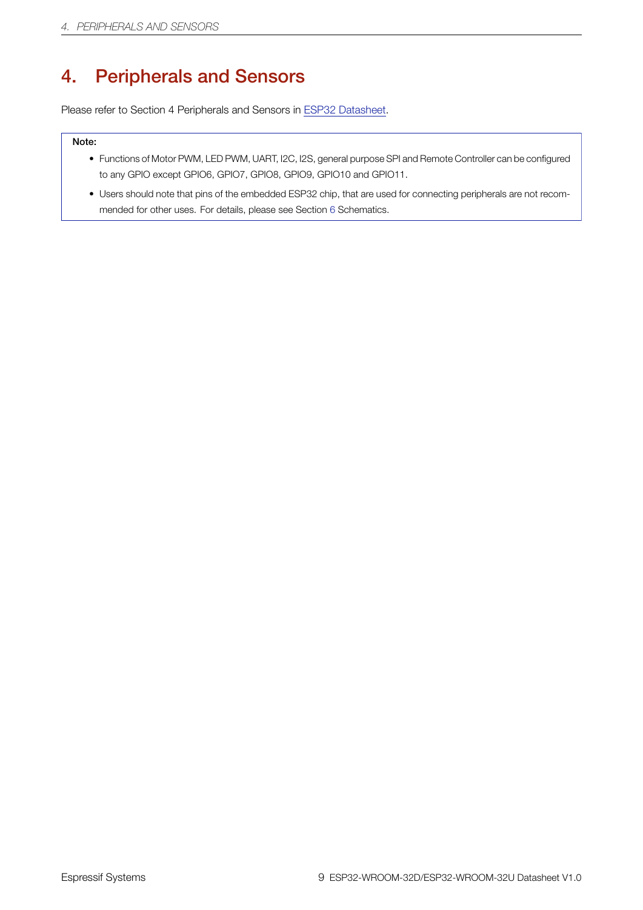# 4. Peripherals and Sensors

Please refer to Section 4 Peripherals and Sensors in ESP32 Datasheet.

**Note:**

- Functions of Motor PWM, LED PWM, UART, I2C, I2S, general purpose SPI and Remote Controller can be configured to any GPIO except GPIO6, GPIO7, GPIO8, GPIO9, GPIO10 and GPIO11.
- Users should note that pins of the embedded ESP32 chip, that are used for connecting peripherals are not recommended for other uses. For details, please see Section 6 Schematics.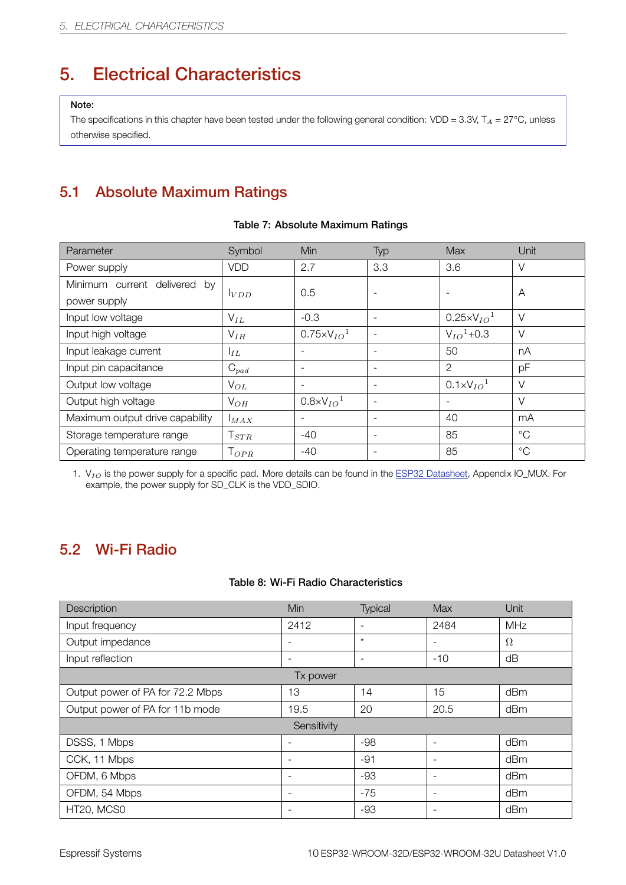# 5. Electrical Characteristics

> **Note:**
> The specifications in this chapter have been tested under the following general condition: VDD = 3.3V, $T_A$ = 27°C, unless otherwise specified.

## 5.1 Absolute Maximum Ratings

**Table 7: Absolute Maximum Ratings**

| Parameter | Symbol | Min | Typ | Max | Unit |
|---|---|---|---|---|---|
| Power supply | VDD | 2.7 | 3.3 | 3.6 | V |
| Minimum current delivered by power supply | $I_{VDD}$ | 0.5 | - | - | A |
| Input low voltage | $V_{IL}$ | -0.3 | - | $0.25 \times V_{IO}$[1] | V |
| Input high voltage | $V_{IH}$ | $0.75 \times V_{IO}$[1] | - | $V_{IO}$[1]+0.3 | V |
| Input leakage current | $I_{IL}$ | - | - | 50 | nA |
| Input pin capacitance | $C_{pad}$ | - | - | 2 | pF |
| Output low voltage | $V_{OL}$ | - | - | $0.1 \times V_{IO}$[1] | V |
| Output high voltage | $V_{OH}$ | $0.8 \times V_{IO}$[1] | - | - | V |
| Maximum output drive capability | $I_{MAX}$ | - | - | 40 | mA |
| Storage temperature range | $T_{STR}$ | -40 | - | 85 | °C |
| Operating temperature range | $T_{OPR}$ | -40 | - | 85 | °C |

1. $V_{IO}$ is the power supply for a specific pad. More details can be found in the ESP32 Datasheet, Appendix IO_MUX. For example, the power supply for SD_CLK is the VDD_SDIO.

## 5.2 Wi-Fi Radio

**Table 8: Wi-Fi Radio Characteristics**

| Description | Min | Typical | Max | Unit |
|---|---|---|---|---|
| Input frequency | 2412 | - | 2484 | MHz |
| Output impedance | - | * | - | Ω |
| Input reflection | - | - | -10 | dB |
| Tx power | | | | |
| Output power of PA for 72.2 Mbps | 13 | 14 | 15 | dBm |
| Output power of PA for 11b mode | 19.5 | 20 | 20.5 | dBm |
| Sensitivity | | | | |
| DSSS, 1 Mbps | - | -98 | - | dBm |
| CCK, 11 Mbps | - | -91 | - | dBm |
| OFDM, 6 Mbps | - | -93 | - | dBm |
| OFDM, 54 Mbps | - | -75 | - | dBm |
| HT20, MCS0 | - | -93 | - | dBm |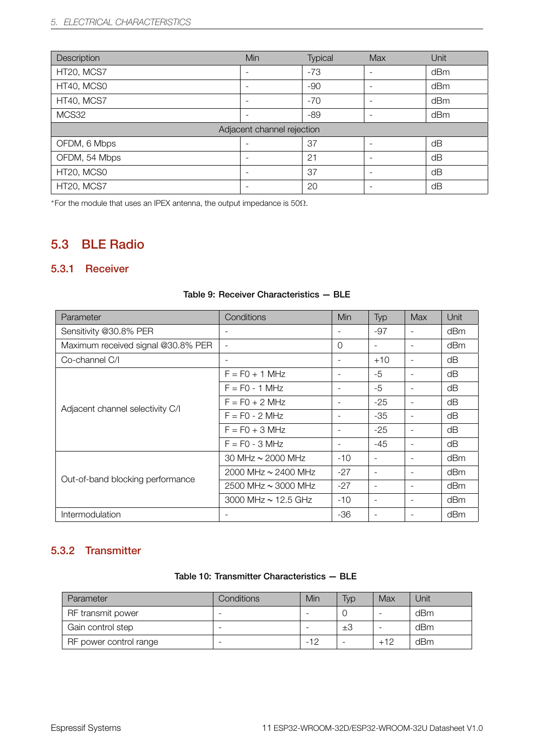| Description | Min | Typical | Max | Unit |
|---|---|---|---|---|
| HT20, MCS7 | - | -73 | - | dBm |
| HT40, MCS0 | - | -90 | - | dBm |
| HT40, MCS7 | - | -70 | - | dBm |
| MCS32 | - | -89 | - | dBm |
| Adjacent channel rejection | | | | |
| OFDM, 6 Mbps | - | 37 | - | dB |
| OFDM, 54 Mbps | - | 21 | - | dB |
| HT20, MCS0 | - | 37 | - | dB |
| HT20, MCS7 | - | 20 | - | dB |

*For the module that uses an IPEX antenna, the output impedance is 50Ω.

## 5.3 BLE Radio

### 5.3.1 Receiver

**Table 9: Receiver Characteristics — BLE**

| Parameter | Conditions | Min | Typ | Max | Unit |
|---|---|---|---|---|---|
| Sensitivity @30.8% PER | - | - | -97 | - | dBm |
| Maximum received signal @30.8% PER | - | 0 | - | - | dBm |
| Co-channel C/I | - | - | +10 | - | dB |
| Adjacent channel selectivity C/I | F = F0 + 1 MHz | - | -5 | - | dB |
| | F = F0 - 1 MHz | - | -5 | - | dB |
| | F = F0 + 2 MHz | - | -25 | - | dB |
| | F = F0 - 2 MHz | - | -35 | - | dB |
| | F = F0 + 3 MHz | - | -25 | - | dB |
| | F = F0 - 3 MHz | - | -45 | - | dB |
| Out-of-band blocking performance | 30 MHz ~ 2000 MHz | -10 | - | - | dBm |
| | 2000 MHz ~ 2400 MHz | -27 | - | - | dBm |
| | 2500 MHz ~ 3000 MHz | -27 | - | - | dBm |
| | 3000 MHz ~ 12.5 GHz | -10 | - | - | dBm |
| Intermodulation | - | -36 | - | - | dBm |

### 5.3.2 Transmitter

**Table 10: Transmitter Characteristics — BLE**

| Parameter | Conditions | Min | Typ | Max | Unit |
|---|---|---|---|---|---|
| RF transmit power | - | - | 0 | - | dBm |
| Gain control step | - | - | ±3 | - | dBm |
| RF power control range | - | -12 | - | +12 | dBm |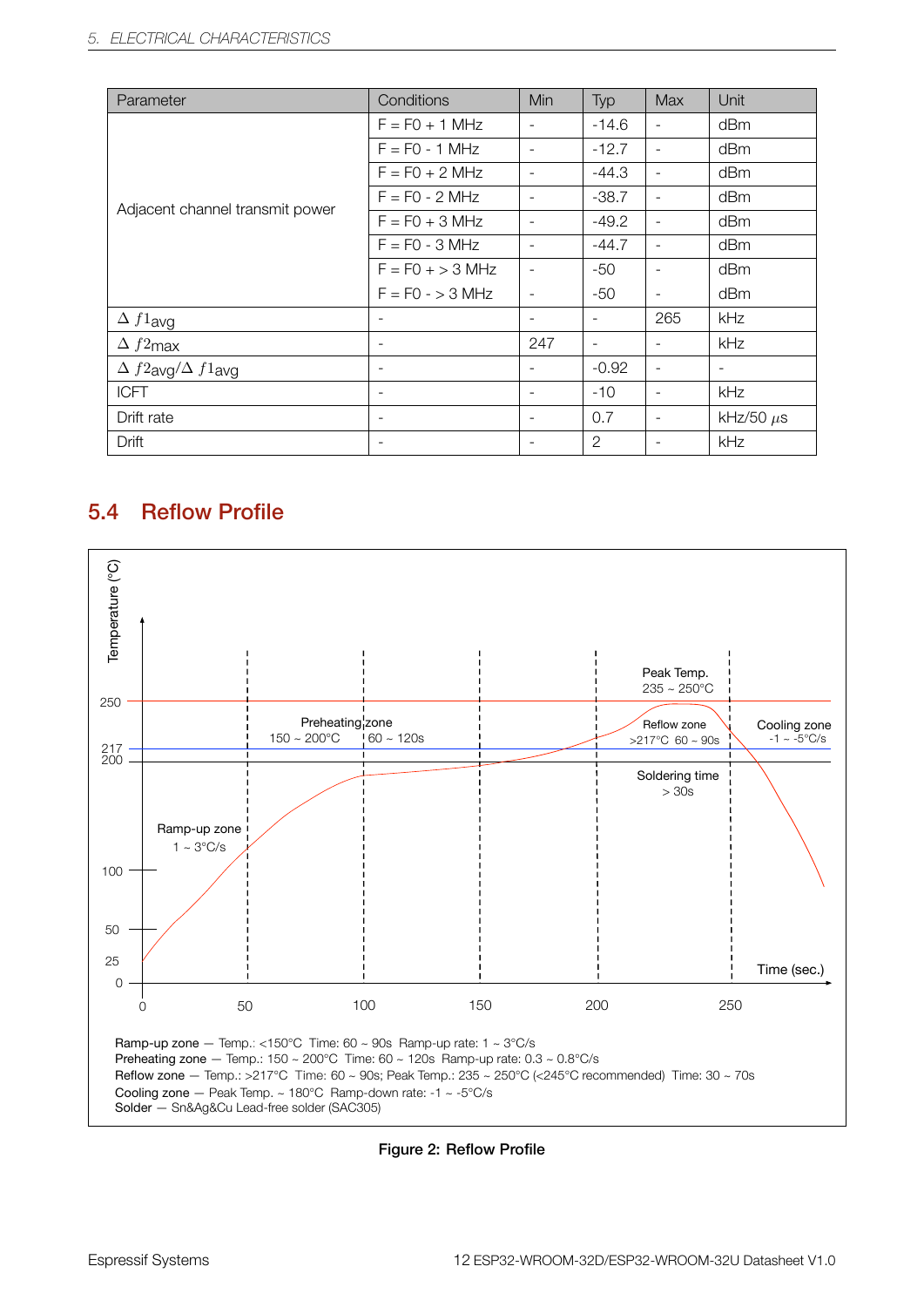| Parameter | Conditions | Min | Typ | Max | Unit |
|---|---|---|---|---|---|
| Adjacent channel transmit power | F = F0 + 1 MHz | - | -14.6 | - | dBm |
| | F = F0 - 1 MHz | - | -12.7 | - | dBm |
| | F = F0 + 2 MHz | - | -44.3 | - | dBm |
| | F = F0 - 2 MHz | - | -38.7 | - | dBm |
| | F = F0 + 3 MHz | - | -49.2 | - | dBm |
| | F = F0 - 3 MHz | - | -44.7 | - | dBm |
| | F = F0 + > 3 MHz | - | -50 | - | dBm |
| | F = F0 - > 3 MHz | - | -50 | - | dBm |
| $\Delta\ f1_{avg}$ | - | - | - | 265 | kHz |
| $\Delta\ f2_{max}$ | - | 247 | - | - | kHz |
| $\Delta\ f2_{avg}/\Delta\ f1_{avg}$ | - | - | -0.92 | - | - |
| ICFT | - | - | -10 | - | kHz |
| Drift rate | - | - | 0.7 | - | kHz/50 $\mu$s |
| Drift | - | - | 2 | - | kHz |

## 5.4 Reflow Profile

Ramp-up zone — Temp.: <150°C Time: 60 ~ 90s Ramp-up rate: 1 ~ 3°C/s
Preheating zone — Temp.: 150 ~ 200°C Time: 60 ~ 120s Ramp-up rate: 0.3 ~ 0.8°C/s
Reflow zone — Temp.: >217°C Time: 60 ~ 90s; Peak Temp.: 235 ~ 250°C (<245°C recommended) Time: 30 ~ 70s
Cooling zone — Peak Temp. ~ 180°C Ramp-down rate: -1 ~ -5°C/s
Solder — Sn&Ag&Cu Lead-free solder (SAC305)

**Figure 2: Reflow Profile**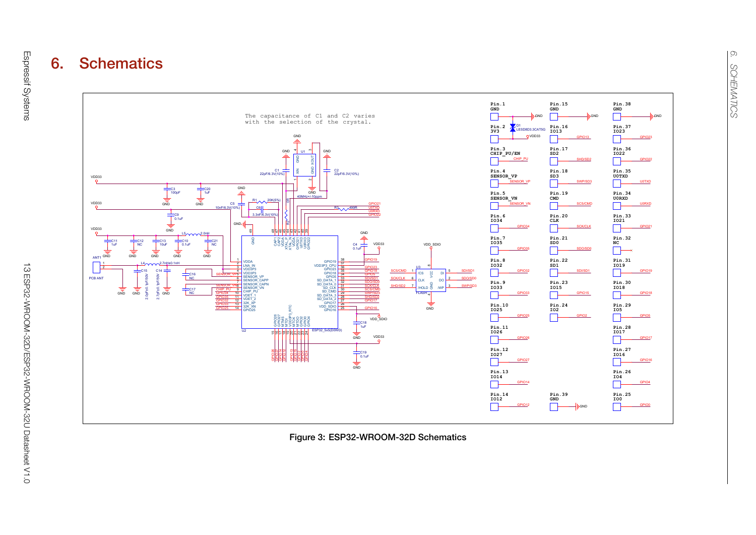# 6. Schematics

Figure 3: ESP32-WROOM-32D Schematics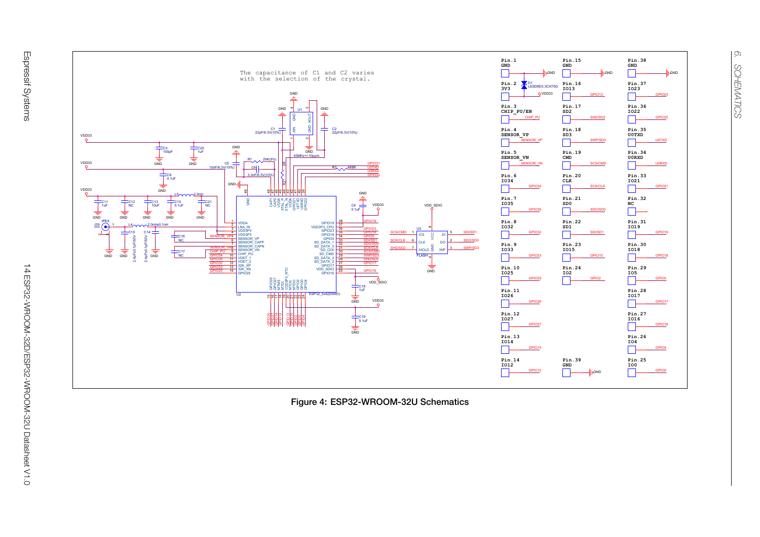Figure 4: ESP32-WROOM-32U Schematics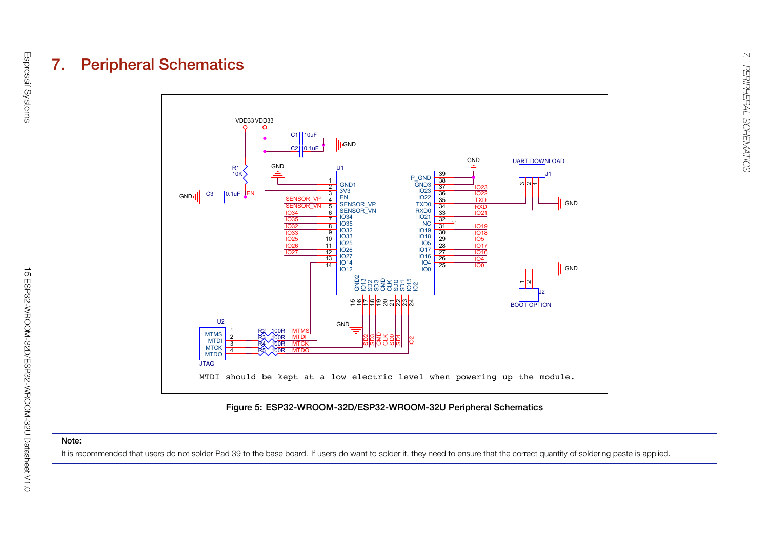# 7. Peripheral Schematics

Figure 5: ESP32-WROOM-32D/ESP32-WROOM-32U Peripheral Schematics

**Note:**

It is recommended that users do not solder Pad 39 to the base board. If users do want to solder it, they need to ensure that the correct quantity of soldering paste is applied.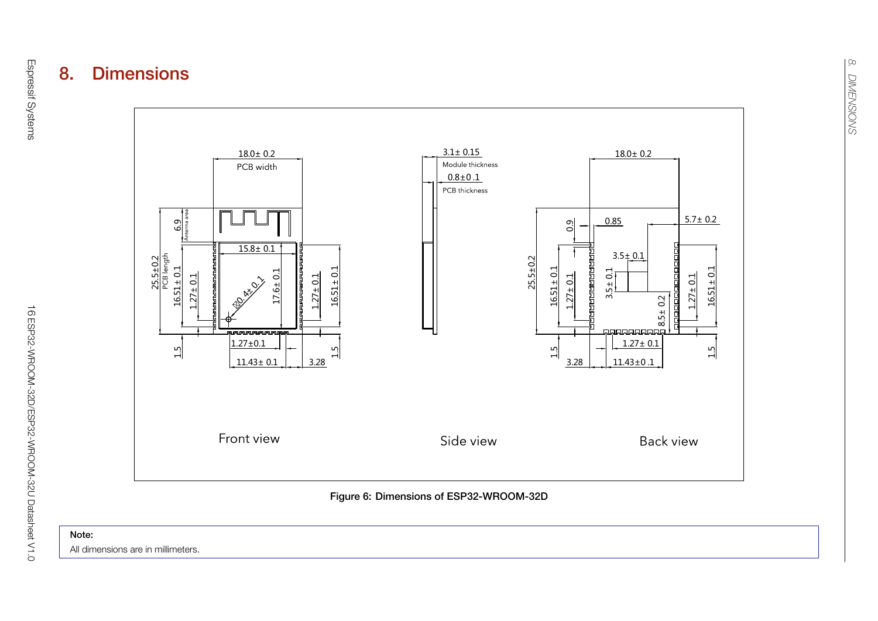# 8. Dimensions

Figure 6: Dimensions of ESP32-WROOM-32D

**Note:**

All dimensions are in millimeters.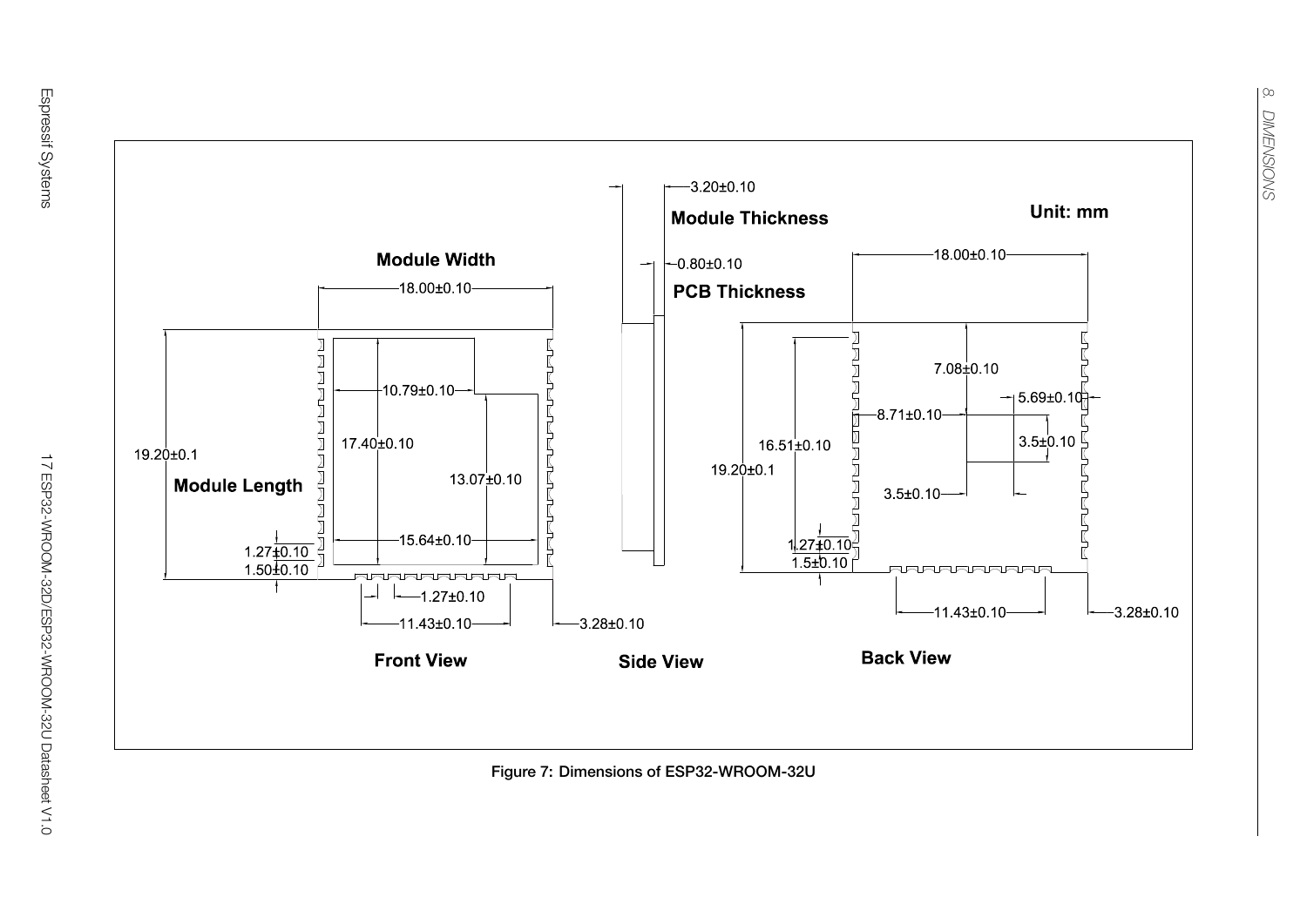Unit: mm

Module Width

18.00±0.10

Module Thickness

3.20±0.10

PCB Thickness

0.80±0.10

Module Length

19.20±0.1

17.40±0.10

10.79±0.10

13.07±0.10

15.64±0.10

1.27±0.10

1.50±0.10

1.27±0.10

11.43±0.10

3.28±0.10

Front View

Side View

18.00±0.10

7.08±0.10

5.69±0.10

8.71±0.10

3.5±0.10

16.51±0.10

19.20±0.1

3.5±0.10

1.27±0.10

1.5±0.10

11.43±0.10

3.28±0.10

Back View

Figure 7: Dimensions of ESP32-WROOM-32U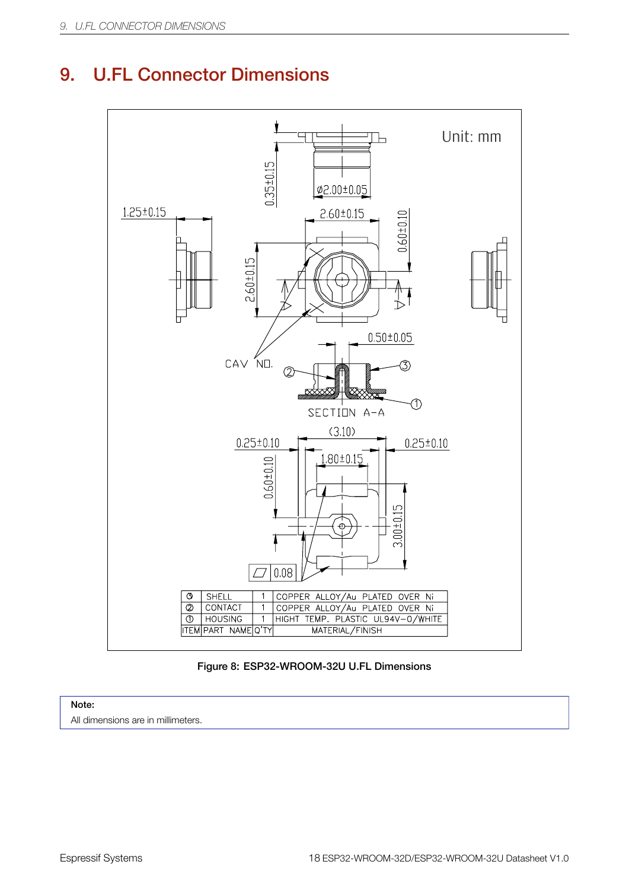# 9. U.FL Connector Dimensions

Unit: mm

| ITEM | PART NAME | Q'TY | MATERIAL/FINISH |
|---|---|---|---|
| ③ | SHELL | 1 | COPPER ALLOY/Au PLATED OVER Ni |
| ② | CONTACT | 1 | COPPER ALLOY/Au PLATED OVER Ni |
| ① | HOUSING | 1 | HIGHT TEMP. PLASTIC UL94V-0/WHITE |

Figure 8: ESP32-WROOM-32U U.FL Dimensions

**Note:**

All dimensions are in millimeters.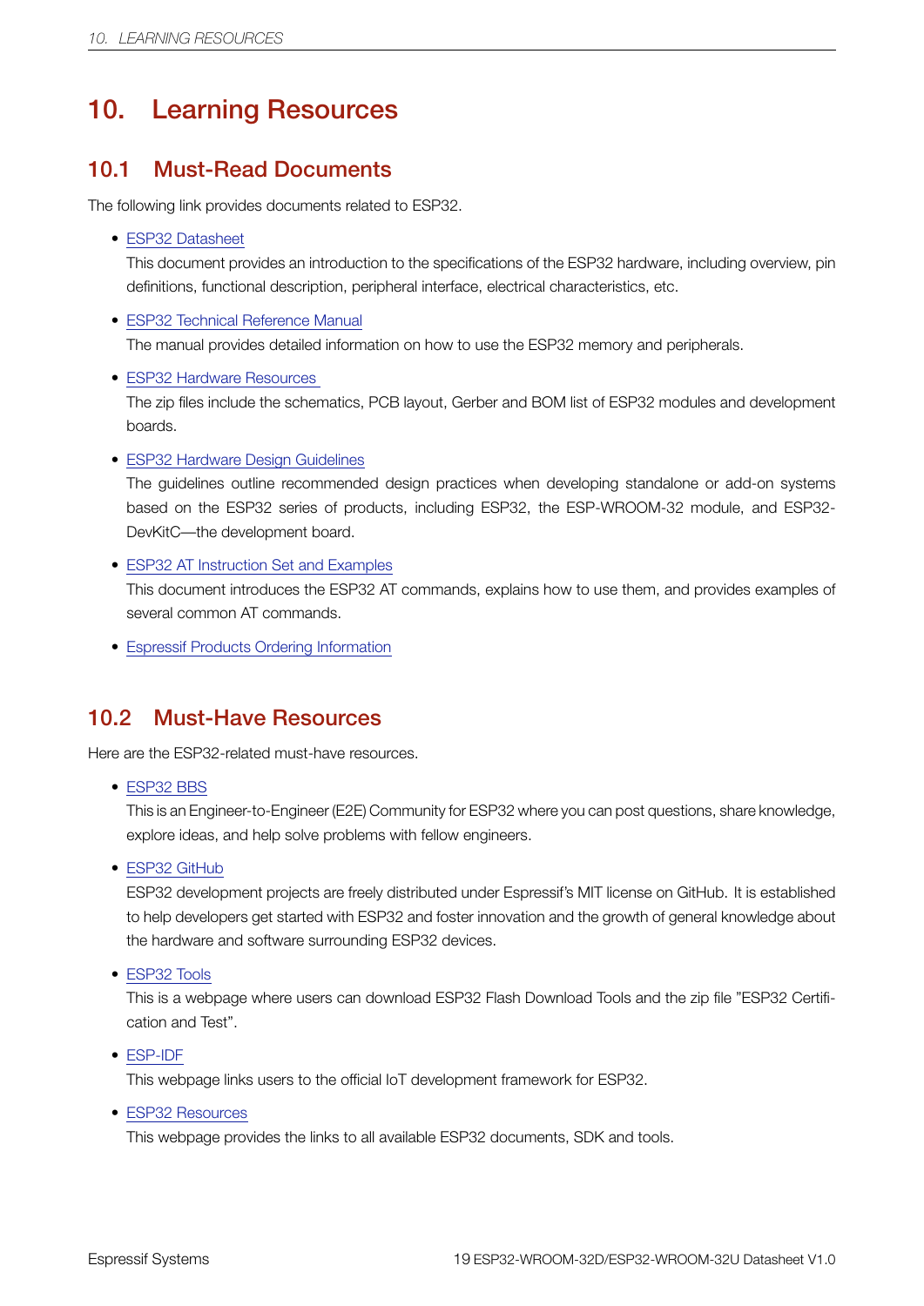# 10. Learning Resources

## 10.1 Must-Read Documents

The following link provides documents related to ESP32.

- ESP32 Datasheet

  This document provides an introduction to the specifications of the ESP32 hardware, including overview, pin definitions, functional description, peripheral interface, electrical characteristics, etc.

- ESP32 Technical Reference Manual

  The manual provides detailed information on how to use the ESP32 memory and peripherals.

- ESP32 Hardware Resources

  The zip files include the schematics, PCB layout, Gerber and BOM list of ESP32 modules and development boards.

- ESP32 Hardware Design Guidelines

  The guidelines outline recommended design practices when developing standalone or add-on systems based on the ESP32 series of products, including ESP32, the ESP-WROOM-32 module, and ESP32-DevKitC—the development board.

- ESP32 AT Instruction Set and Examples

  This document introduces the ESP32 AT commands, explains how to use them, and provides examples of several common AT commands.

- Espressif Products Ordering Information

## 10.2 Must-Have Resources

Here are the ESP32-related must-have resources.

- ESP32 BBS

  This is an Engineer-to-Engineer (E2E) Community for ESP32 where you can post questions, share knowledge, explore ideas, and help solve problems with fellow engineers.

- ESP32 GitHub

  ESP32 development projects are freely distributed under Espressif's MIT license on GitHub. It is established to help developers get started with ESP32 and foster innovation and the growth of general knowledge about the hardware and software surrounding ESP32 devices.

- ESP32 Tools

  This is a webpage where users can download ESP32 Flash Download Tools and the zip file "ESP32 Certification and Test".

- ESP-IDF

  This webpage links users to the official IoT development framework for ESP32.

- ESP32 Resources

  This webpage provides the links to all available ESP32 documents, SDK and tools.